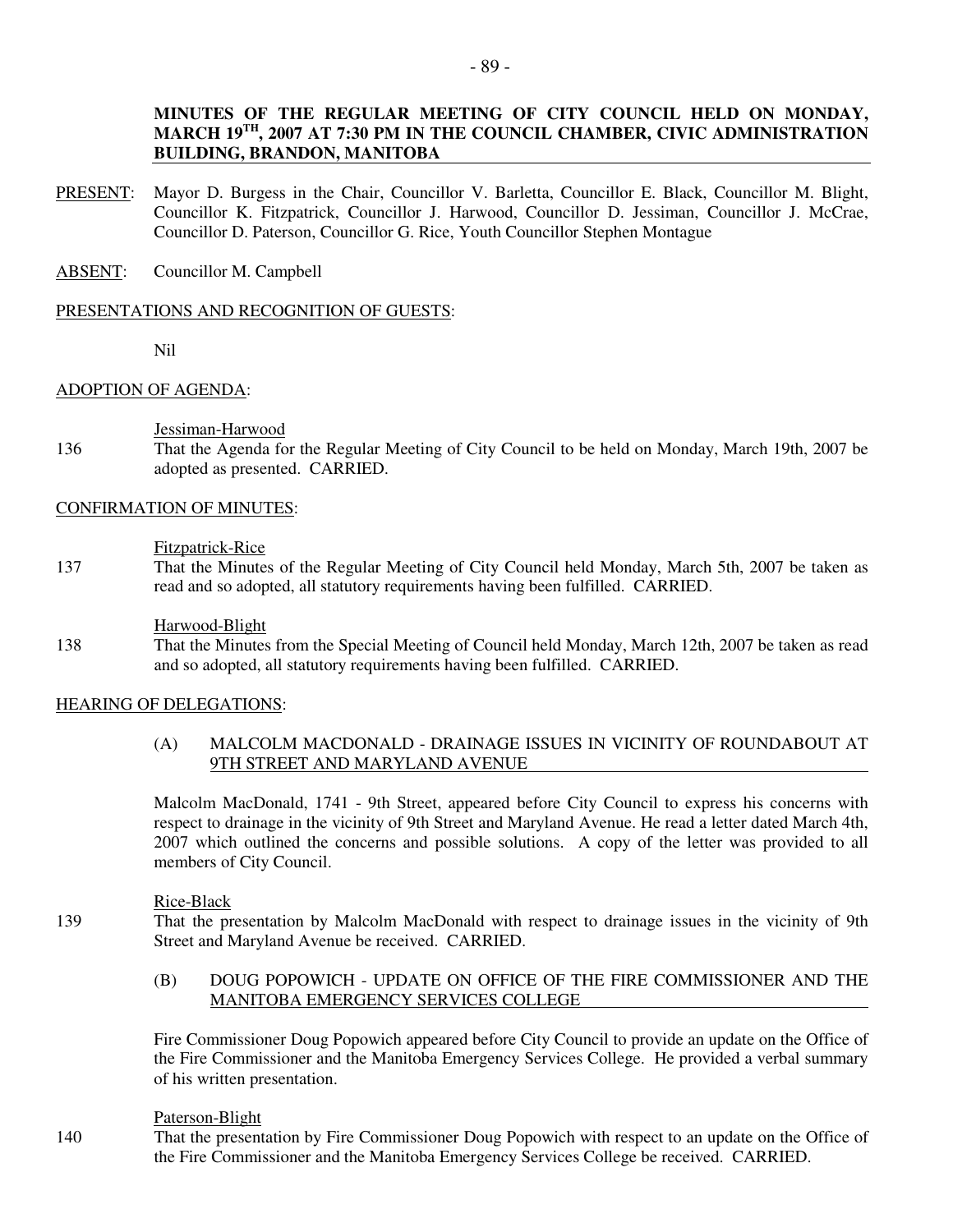**MINUTES OF THE REGULAR MEETING OF CITY COUNCIL HELD ON MONDAY, MARCH 19TH, 2007 AT 7:30 PM IN THE COUNCIL CHAMBER, CIVIC ADMINISTRATION BUILDING, BRANDON, MANITOBA**

PRESENT: Mayor D. Burgess in the Chair, Councillor V. Barletta, Councillor E. Black, Councillor M. Blight, Councillor K. Fitzpatrick, Councillor J. Harwood, Councillor D. Jessiman, Councillor J. McCrae, Councillor D. Paterson, Councillor G. Rice, Youth Councillor Stephen Montague

ABSENT: Councillor M. Campbell

PRESENTATIONS AND RECOGNITION OF GUESTS:

Nil

ADOPTION OF AGENDA:

Jessiman-Harwood

136 That the Agenda for the Regular Meeting of City Council to be held on Monday, March 19th, 2007 be adopted as presented. CARRIED.

CONFIRMATION OF MINUTES:

Fitzpatrick-Rice

137 That the Minutes of the Regular Meeting of City Council held Monday, March 5th, 2007 be taken as read and so adopted, all statutory requirements having been fulfilled. CARRIED.

Harwood-Blight

138 That the Minutes from the Special Meeting of Council held Monday, March 12th, 2007 be taken as read and so adopted, all statutory requirements having been fulfilled. CARRIED.

HEARING OF DELEGATIONS:

(A) MALCOLM MACDONALD - DRAINAGE ISSUES IN VICINITY OF ROUNDABOUT AT 9TH STREET AND MARYLAND AVENUE

Malcolm MacDonald, 1741 - 9th Street, appeared before City Council to express his concerns with respect to drainage in the vicinity of 9th Street and Maryland Avenue. He read a letter dated March 4th, 2007 which outlined the concerns and possible solutions. A copy of the letter was provided to all members of City Council.

Rice-Black

139 That the presentation by Malcolm MacDonald with respect to drainage issues in the vicinity of 9th Street and Maryland Avenue be received. CARRIED.

(B) DOUG POPOWICH - UPDATE ON OFFICE OF THE FIRE COMMISSIONER AND THE MANITOBA EMERGENCY SERVICES COLLEGE

Fire Commissioner Doug Popowich appeared before City Council to provide an update on the Office of the Fire Commissioner and the Manitoba Emergency Services College. He provided a verbal summary of his written presentation.

Paterson-Blight

140 That the presentation by Fire Commissioner Doug Popowich with respect to an update on the Office of the Fire Commissioner and the Manitoba Emergency Services College be received. CARRIED.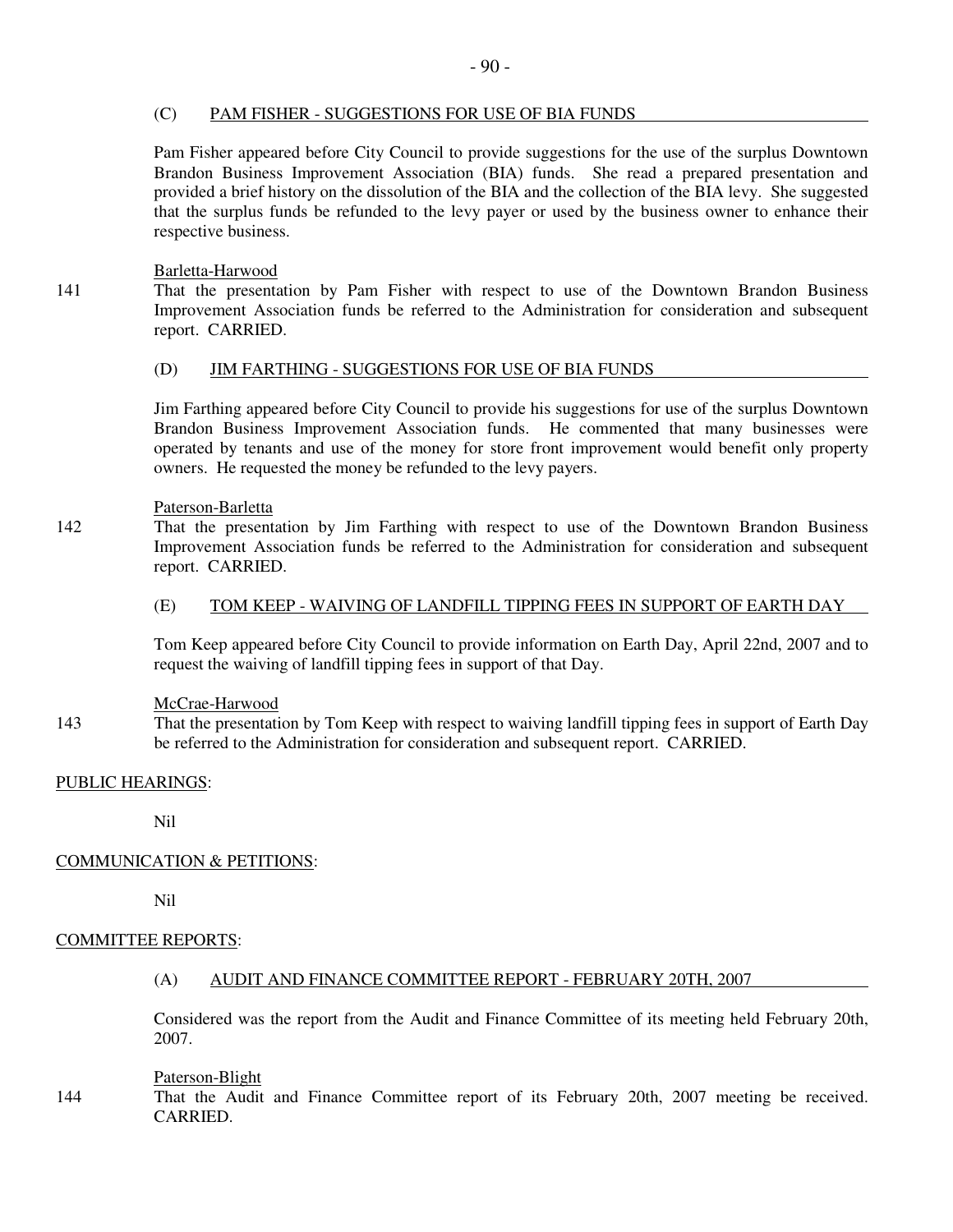(C) PAM FISHER - SUGGESTIONS FOR USE OF BIA FUNDS

Pam Fisher appeared before City Council to provide suggestions for the use of the surplus Downtown Brandon Business Improvement Association (BIA) funds. She read a prepared presentation and provided a brief history on the dissolution of the BIA and the collection of the BIA levy. She suggested that the surplus funds be refunded to the levy payer or used by the business owner to enhance their respective business.

Barletta-Harwood

141 That the presentation by Pam Fisher with respect to use of the Downtown Brandon Business Improvement Association funds be referred to the Administration for consideration and subsequent report. CARRIED.

(D) JIM FARTHING - SUGGESTIONS FOR USE OF BIA FUNDS

Jim Farthing appeared before City Council to provide his suggestions for use of the surplus Downtown Brandon Business Improvement Association funds. He commented that many businesses were operated by tenants and use of the money for store front improvement would benefit only property owners. He requested the money be refunded to the levy payers.

Paterson-Barletta

142 That the presentation by Jim Farthing with respect to use of the Downtown Brandon Business Improvement Association funds be referred to the Administration for consideration and subsequent report. CARRIED.

(E) TOM KEEP - WAIVING OF LANDFILL TIPPING FEES IN SUPPORT OF EARTH DAY

Tom Keep appeared before City Council to provide information on Earth Day, April 22nd, 2007 and to request the waiving of landfill tipping fees in support of that Day.

McCrae-Harwood

143 That the presentation by Tom Keep with respect to waiving landfill tipping fees in support of Earth Day be referred to the Administration for consideration and subsequent report. CARRIED.

PUBLIC HEARINGS:

Nil

COMMUNICATION & PETITIONS:

Nil

COMMITTEE REPORTS:

(A) AUDIT AND FINANCE COMMITTEE REPORT - FEBRUARY 20TH, 2007

Considered was the report from the Audit and Finance Committee of its meeting held February 20th, 2007.

Paterson-Blight

144 That the Audit and Finance Committee report of its February 20th, 2007 meeting be received. CARRIED.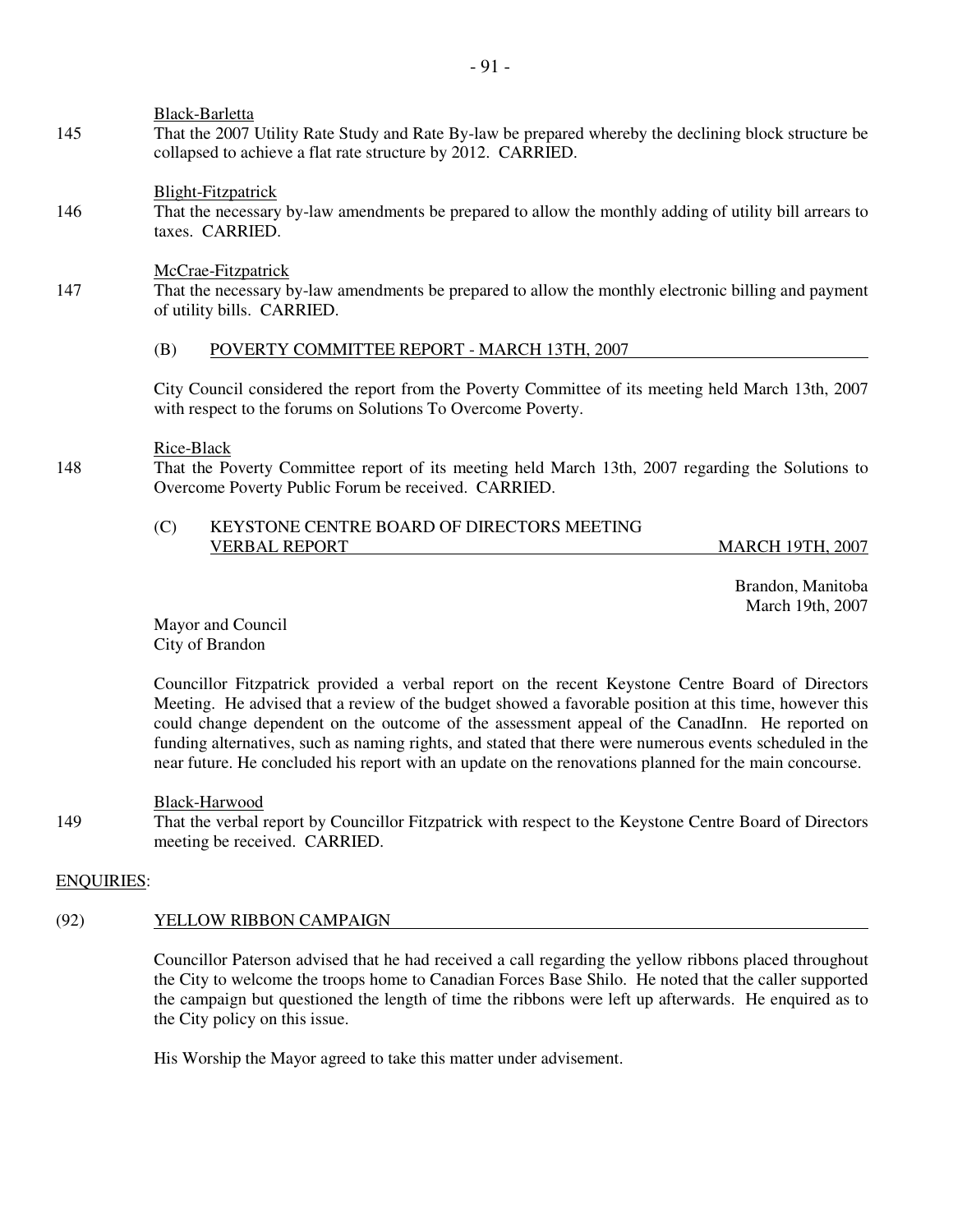Black-Barletta

145 That the 2007 Utility Rate Study and Rate By-law be prepared whereby the declining block structure be collapsed to achieve a flat rate structure by 2012. CARRIED.

Blight-Fitzpatrick

146 That the necessary by-law amendments be prepared to allow the monthly adding of utility bill arrears to taxes. CARRIED.

McCrae-Fitzpatrick

147 That the necessary by-law amendments be prepared to allow the monthly electronic billing and payment of utility bills. CARRIED.

(B) POVERTY COMMITTEE REPORT - MARCH 13TH, 2007

City Council considered the report from the Poverty Committee of its meeting held March 13th, 2007 with respect to the forums on Solutions To Overcome Poverty.

Rice-Black

148 That the Poverty Committee report of its meeting held March 13th, 2007 regarding the Solutions to Overcome Poverty Public Forum be received. CARRIED.

(C) KEYSTONE CENTRE BOARD OF DIRECTORS MEETING VERBAL REPORT MARCH 19TH, 2007

Brandon, Manitoba
March 19th, 2007

Mayor and Council
City of Brandon

Councillor Fitzpatrick provided a verbal report on the recent Keystone Centre Board of Directors Meeting. He advised that a review of the budget showed a favorable position at this time, however this could change dependent on the outcome of the assessment appeal of the CanadInn. He reported on funding alternatives, such as naming rights, and stated that there were numerous events scheduled in the near future. He concluded his report with an update on the renovations planned for the main concourse.

Black-Harwood

149 That the verbal report by Councillor Fitzpatrick with respect to the Keystone Centre Board of Directors meeting be received. CARRIED.

ENQUIRIES:

(92) YELLOW RIBBON CAMPAIGN

Councillor Paterson advised that he had received a call regarding the yellow ribbons placed throughout the City to welcome the troops home to Canadian Forces Base Shilo. He noted that the caller supported the campaign but questioned the length of time the ribbons were left up afterwards. He enquired as to the City policy on this issue.

His Worship the Mayor agreed to take this matter under advisement.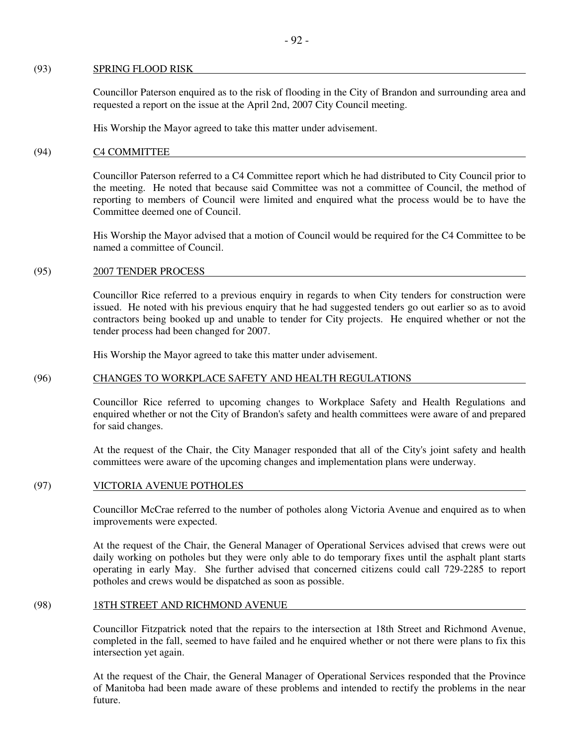## (93) SPRING FLOOD RISK

Councillor Paterson enquired as to the risk of flooding in the City of Brandon and surrounding area and requested a report on the issue at the April 2nd, 2007 City Council meeting.

His Worship the Mayor agreed to take this matter under advisement.

## (94) C4 COMMITTEE

Councillor Paterson referred to a C4 Committee report which he had distributed to City Council prior to the meeting. He noted that because said Committee was not a committee of Council, the method of reporting to members of Council were limited and enquired what the process would be to have the Committee deemed one of Council.

His Worship the Mayor advised that a motion of Council would be required for the C4 Committee to be named a committee of Council.

## (95) 2007 TENDER PROCESS

Councillor Rice referred to a previous enquiry in regards to when City tenders for construction were issued. He noted with his previous enquiry that he had suggested tenders go out earlier so as to avoid contractors being booked up and unable to tender for City projects. He enquired whether or not the tender process had been changed for 2007.

His Worship the Mayor agreed to take this matter under advisement.

## (96) CHANGES TO WORKPLACE SAFETY AND HEALTH REGULATIONS

Councillor Rice referred to upcoming changes to Workplace Safety and Health Regulations and enquired whether or not the City of Brandon's safety and health committees were aware of and prepared for said changes.

At the request of the Chair, the City Manager responded that all of the City's joint safety and health committees were aware of the upcoming changes and implementation plans were underway.

## (97) VICTORIA AVENUE POTHOLES

Councillor McCrae referred to the number of potholes along Victoria Avenue and enquired as to when improvements were expected.

At the request of the Chair, the General Manager of Operational Services advised that crews were out daily working on potholes but they were only able to do temporary fixes until the asphalt plant starts operating in early May. She further advised that concerned citizens could call 729-2285 to report potholes and crews would be dispatched as soon as possible.

## (98) 18TH STREET AND RICHMOND AVENUE

Councillor Fitzpatrick noted that the repairs to the intersection at 18th Street and Richmond Avenue, completed in the fall, seemed to have failed and he enquired whether or not there were plans to fix this intersection yet again.

At the request of the Chair, the General Manager of Operational Services responded that the Province of Manitoba had been made aware of these problems and intended to rectify the problems in the near future.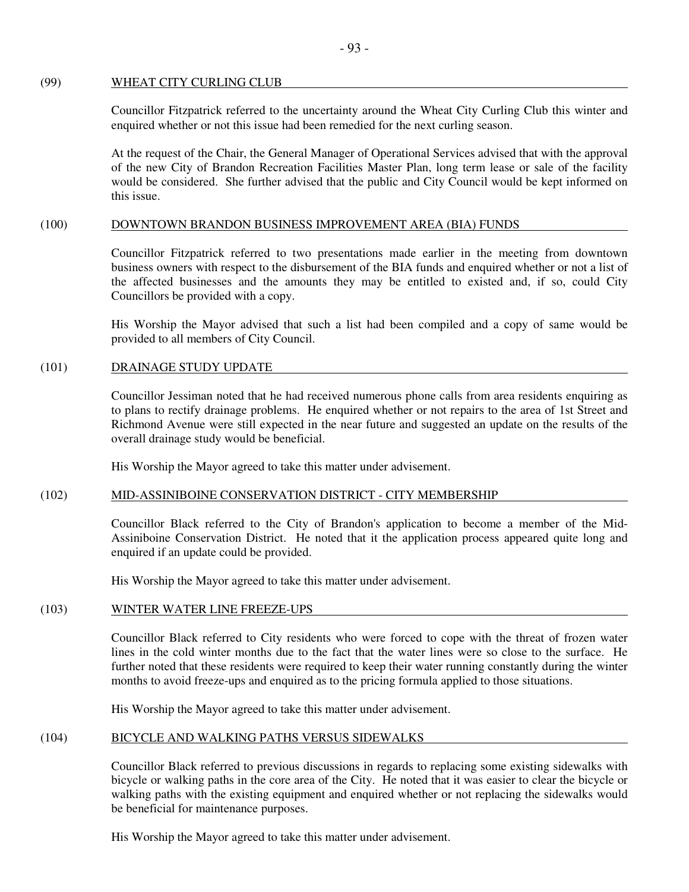## (99) WHEAT CITY CURLING CLUB

Councillor Fitzpatrick referred to the uncertainty around the Wheat City Curling Club this winter and enquired whether or not this issue had been remedied for the next curling season.

At the request of the Chair, the General Manager of Operational Services advised that with the approval of the new City of Brandon Recreation Facilities Master Plan, long term lease or sale of the facility would be considered. She further advised that the public and City Council would be kept informed on this issue.

## (100) DOWNTOWN BRANDON BUSINESS IMPROVEMENT AREA (BIA) FUNDS

Councillor Fitzpatrick referred to two presentations made earlier in the meeting from downtown business owners with respect to the disbursement of the BIA funds and enquired whether or not a list of the affected businesses and the amounts they may be entitled to existed and, if so, could City Councillors be provided with a copy.

His Worship the Mayor advised that such a list had been compiled and a copy of same would be provided to all members of City Council.

## (101) DRAINAGE STUDY UPDATE

Councillor Jessiman noted that he had received numerous phone calls from area residents enquiring as to plans to rectify drainage problems. He enquired whether or not repairs to the area of 1st Street and Richmond Avenue were still expected in the near future and suggested an update on the results of the overall drainage study would be beneficial.

His Worship the Mayor agreed to take this matter under advisement.

## (102) MID-ASSINIBOINE CONSERVATION DISTRICT - CITY MEMBERSHIP

Councillor Black referred to the City of Brandon's application to become a member of the Mid-Assiniboine Conservation District. He noted that it the application process appeared quite long and enquired if an update could be provided.

His Worship the Mayor agreed to take this matter under advisement.

## (103) WINTER WATER LINE FREEZE-UPS

Councillor Black referred to City residents who were forced to cope with the threat of frozen water lines in the cold winter months due to the fact that the water lines were so close to the surface. He further noted that these residents were required to keep their water running constantly during the winter months to avoid freeze-ups and enquired as to the pricing formula applied to those situations.

His Worship the Mayor agreed to take this matter under advisement.

## (104) BICYCLE AND WALKING PATHS VERSUS SIDEWALKS

Councillor Black referred to previous discussions in regards to replacing some existing sidewalks with bicycle or walking paths in the core area of the City. He noted that it was easier to clear the bicycle or walking paths with the existing equipment and enquired whether or not replacing the sidewalks would be beneficial for maintenance purposes.

His Worship the Mayor agreed to take this matter under advisement.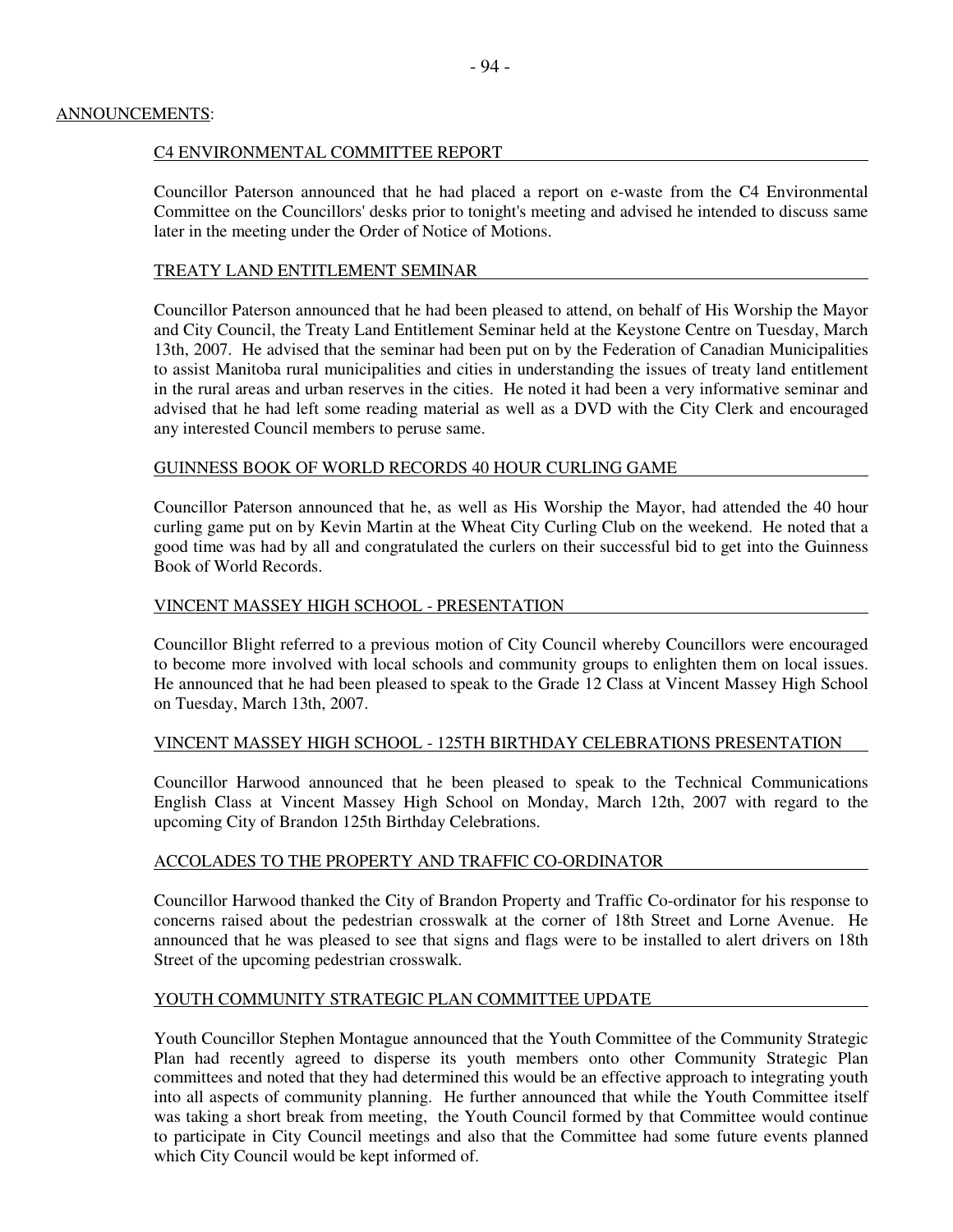## ANNOUNCEMENTS:

### C4 ENVIRONMENTAL COMMITTEE REPORT

Councillor Paterson announced that he had placed a report on e-waste from the C4 Environmental Committee on the Councillors' desks prior to tonight's meeting and advised he intended to discuss same later in the meeting under the Order of Notice of Motions.

### TREATY LAND ENTITLEMENT SEMINAR

Councillor Paterson announced that he had been pleased to attend, on behalf of His Worship the Mayor and City Council, the Treaty Land Entitlement Seminar held at the Keystone Centre on Tuesday, March 13th, 2007. He advised that the seminar had been put on by the Federation of Canadian Municipalities to assist Manitoba rural municipalities and cities in understanding the issues of treaty land entitlement in the rural areas and urban reserves in the cities. He noted it had been a very informative seminar and advised that he had left some reading material as well as a DVD with the City Clerk and encouraged any interested Council members to peruse same.

### GUINNESS BOOK OF WORLD RECORDS 40 HOUR CURLING GAME

Councillor Paterson announced that he, as well as His Worship the Mayor, had attended the 40 hour curling game put on by Kevin Martin at the Wheat City Curling Club on the weekend. He noted that a good time was had by all and congratulated the curlers on their successful bid to get into the Guinness Book of World Records.

### VINCENT MASSEY HIGH SCHOOL - PRESENTATION

Councillor Blight referred to a previous motion of City Council whereby Councillors were encouraged to become more involved with local schools and community groups to enlighten them on local issues. He announced that he had been pleased to speak to the Grade 12 Class at Vincent Massey High School on Tuesday, March 13th, 2007.

### VINCENT MASSEY HIGH SCHOOL - 125TH BIRTHDAY CELEBRATIONS PRESENTATION

Councillor Harwood announced that he been pleased to speak to the Technical Communications English Class at Vincent Massey High School on Monday, March 12th, 2007 with regard to the upcoming City of Brandon 125th Birthday Celebrations.

### ACCOLADES TO THE PROPERTY AND TRAFFIC CO-ORDINATOR

Councillor Harwood thanked the City of Brandon Property and Traffic Co-ordinator for his response to concerns raised about the pedestrian crosswalk at the corner of 18th Street and Lorne Avenue. He announced that he was pleased to see that signs and flags were to be installed to alert drivers on 18th Street of the upcoming pedestrian crosswalk.

### YOUTH COMMUNITY STRATEGIC PLAN COMMITTEE UPDATE

Youth Councillor Stephen Montague announced that the Youth Committee of the Community Strategic Plan had recently agreed to disperse its youth members onto other Community Strategic Plan committees and noted that they had determined this would be an effective approach to integrating youth into all aspects of community planning. He further announced that while the Youth Committee itself was taking a short break from meeting, the Youth Council formed by that Committee would continue to participate in City Council meetings and also that the Committee had some future events planned which City Council would be kept informed of.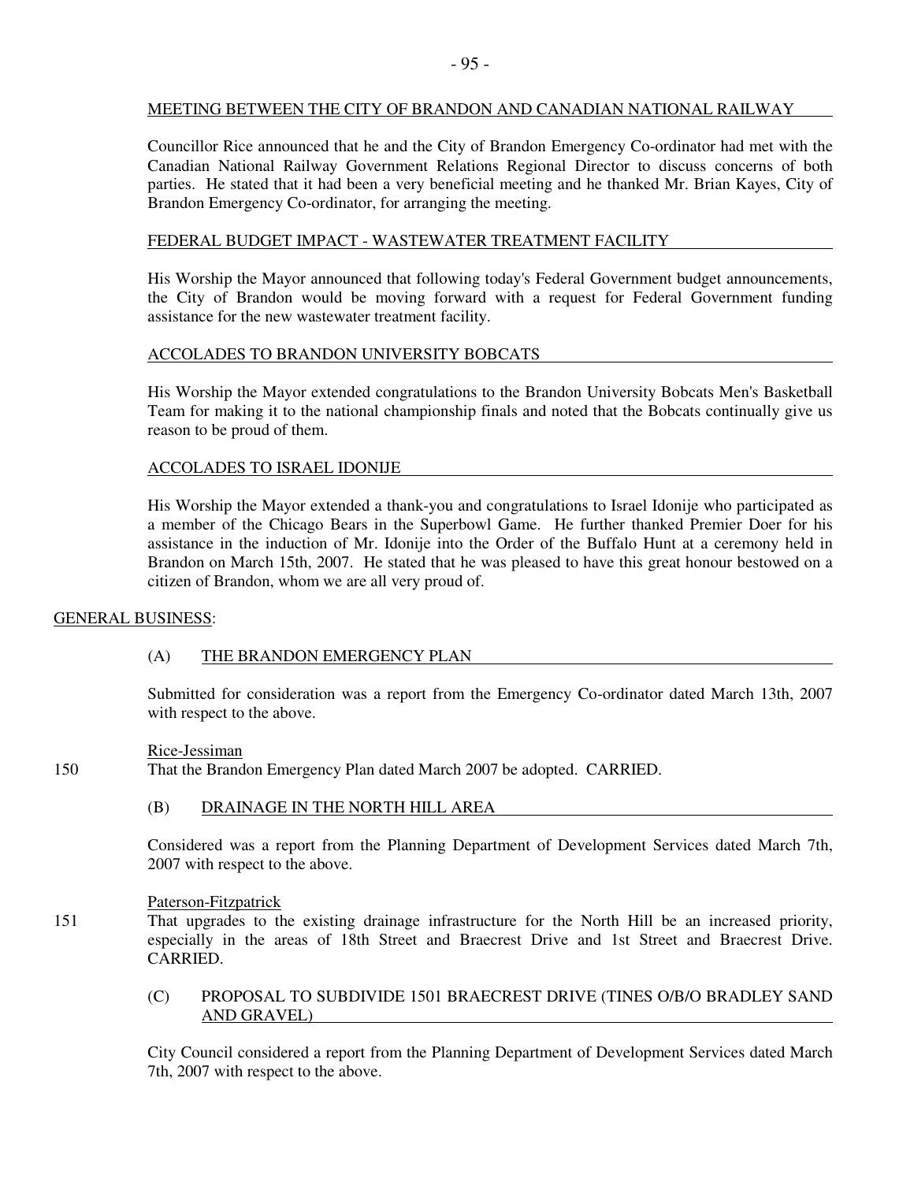### MEETING BETWEEN THE CITY OF BRANDON AND CANADIAN NATIONAL RAILWAY

Councillor Rice announced that he and the City of Brandon Emergency Co-ordinator had met with the Canadian National Railway Government Relations Regional Director to discuss concerns of both parties. He stated that it had been a very beneficial meeting and he thanked Mr. Brian Kayes, City of Brandon Emergency Co-ordinator, for arranging the meeting.

### FEDERAL BUDGET IMPACT - WASTEWATER TREATMENT FACILITY

His Worship the Mayor announced that following today's Federal Government budget announcements, the City of Brandon would be moving forward with a request for Federal Government funding assistance for the new wastewater treatment facility.

### ACCOLADES TO BRANDON UNIVERSITY BOBCATS

His Worship the Mayor extended congratulations to the Brandon University Bobcats Men's Basketball Team for making it to the national championship finals and noted that the Bobcats continually give us reason to be proud of them.

### ACCOLADES TO ISRAEL IDONIJE

His Worship the Mayor extended a thank-you and congratulations to Israel Idonije who participated as a member of the Chicago Bears in the Superbowl Game. He further thanked Premier Doer for his assistance in the induction of Mr. Idonije into the Order of the Buffalo Hunt at a ceremony held in Brandon on March 15th, 2007. He stated that he was pleased to have this great honour bestowed on a citizen of Brandon, whom we are all very proud of.

## GENERAL BUSINESS:

### (A) THE BRANDON EMERGENCY PLAN

Submitted for consideration was a report from the Emergency Co-ordinator dated March 13th, 2007 with respect to the above.

Rice-Jessiman

150 That the Brandon Emergency Plan dated March 2007 be adopted. CARRIED.

### (B) DRAINAGE IN THE NORTH HILL AREA

Considered was a report from the Planning Department of Development Services dated March 7th, 2007 with respect to the above.

Paterson-Fitzpatrick

151 That upgrades to the existing drainage infrastructure for the North Hill be an increased priority, especially in the areas of 18th Street and Braecrest Drive and 1st Street and Braecrest Drive. CARRIED.

### (C) PROPOSAL TO SUBDIVIDE 1501 BRAECREST DRIVE (TINES O/B/O BRADLEY SAND AND GRAVEL)

City Council considered a report from the Planning Department of Development Services dated March 7th, 2007 with respect to the above.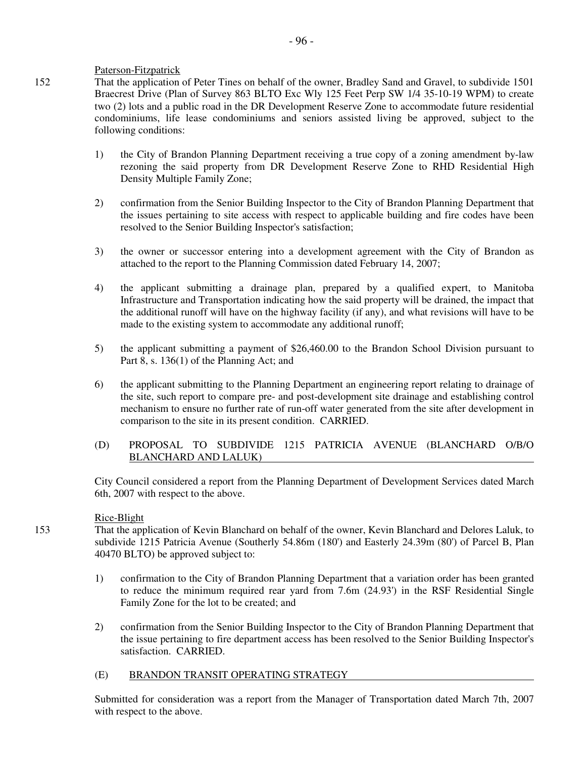Paterson-Fitzpatrick

152 That the application of Peter Tines on behalf of the owner, Bradley Sand and Gravel, to subdivide 1501 Braecrest Drive (Plan of Survey 863 BLTO Exc Wly 125 Feet Perp SW 1/4 35-10-19 WPM) to create two (2) lots and a public road in the DR Development Reserve Zone to accommodate future residential condominiums, life lease condominiums and seniors assisted living be approved, subject to the following conditions:

1) the City of Brandon Planning Department receiving a true copy of a zoning amendment by-law rezoning the said property from DR Development Reserve Zone to RHD Residential High Density Multiple Family Zone;

2) confirmation from the Senior Building Inspector to the City of Brandon Planning Department that the issues pertaining to site access with respect to applicable building and fire codes have been resolved to the Senior Building Inspector's satisfaction;

3) the owner or successor entering into a development agreement with the City of Brandon as attached to the report to the Planning Commission dated February 14, 2007;

4) the applicant submitting a drainage plan, prepared by a qualified expert, to Manitoba Infrastructure and Transportation indicating how the said property will be drained, the impact that the additional runoff will have on the highway facility (if any), and what revisions will have to be made to the existing system to accommodate any additional runoff;

5) the applicant submitting a payment of $26,460.00 to the Brandon School Division pursuant to Part 8, s. 136(1) of the Planning Act; and

6) the applicant submitting to the Planning Department an engineering report relating to drainage of the site, such report to compare pre- and post-development site drainage and establishing control mechanism to ensure no further rate of run-off water generated from the site after development in comparison to the site in its present condition. CARRIED.

(D) PROPOSAL TO SUBDIVIDE 1215 PATRICIA AVENUE (BLANCHARD O/B/O BLANCHARD AND LALUK)

City Council considered a report from the Planning Department of Development Services dated March 6th, 2007 with respect to the above.

Rice-Blight

153 That the application of Kevin Blanchard on behalf of the owner, Kevin Blanchard and Delores Laluk, to subdivide 1215 Patricia Avenue (Southerly 54.86m (180') and Easterly 24.39m (80') of Parcel B, Plan 40470 BLTO) be approved subject to:

1) confirmation to the City of Brandon Planning Department that a variation order has been granted to reduce the minimum required rear yard from 7.6m (24.93') in the RSF Residential Single Family Zone for the lot to be created; and

2) confirmation from the Senior Building Inspector to the City of Brandon Planning Department that the issue pertaining to fire department access has been resolved to the Senior Building Inspector's satisfaction. CARRIED.

(E) BRANDON TRANSIT OPERATING STRATEGY

Submitted for consideration was a report from the Manager of Transportation dated March 7th, 2007 with respect to the above.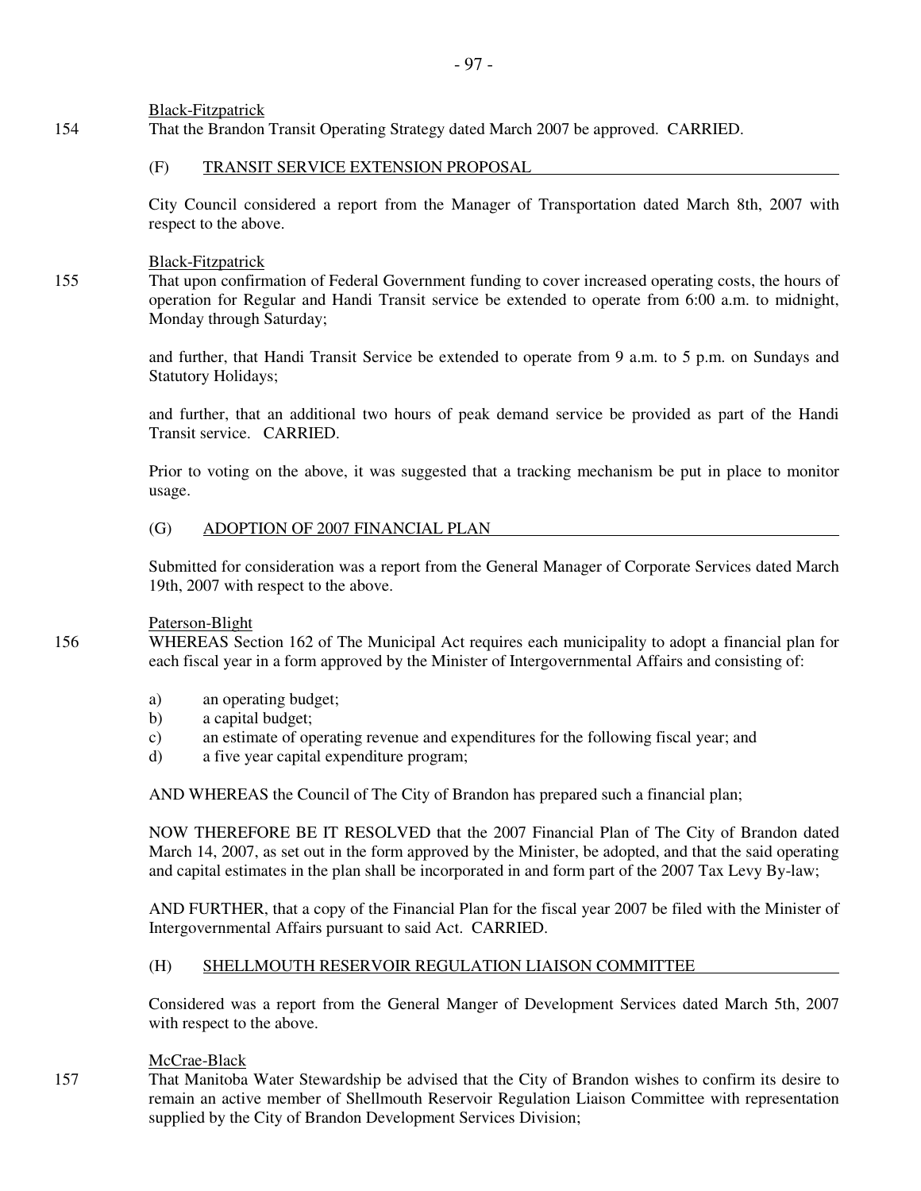Black-Fitzpatrick

154 That the Brandon Transit Operating Strategy dated March 2007 be approved. CARRIED.

(F) TRANSIT SERVICE EXTENSION PROPOSAL

City Council considered a report from the Manager of Transportation dated March 8th, 2007 with respect to the above.

Black-Fitzpatrick

155 That upon confirmation of Federal Government funding to cover increased operating costs, the hours of operation for Regular and Handi Transit service be extended to operate from 6:00 a.m. to midnight, Monday through Saturday;

and further, that Handi Transit Service be extended to operate from 9 a.m. to 5 p.m. on Sundays and Statutory Holidays;

and further, that an additional two hours of peak demand service be provided as part of the Handi Transit service. CARRIED.

Prior to voting on the above, it was suggested that a tracking mechanism be put in place to monitor usage.

(G) ADOPTION OF 2007 FINANCIAL PLAN

Submitted for consideration was a report from the General Manager of Corporate Services dated March 19th, 2007 with respect to the above.

Paterson-Blight

156 WHEREAS Section 162 of The Municipal Act requires each municipality to adopt a financial plan for each fiscal year in a form approved by the Minister of Intergovernmental Affairs and consisting of:

a) an operating budget;
b) a capital budget;
c) an estimate of operating revenue and expenditures for the following fiscal year; and
d) a five year capital expenditure program;

AND WHEREAS the Council of The City of Brandon has prepared such a financial plan;

NOW THEREFORE BE IT RESOLVED that the 2007 Financial Plan of The City of Brandon dated March 14, 2007, as set out in the form approved by the Minister, be adopted, and that the said operating and capital estimates in the plan shall be incorporated in and form part of the 2007 Tax Levy By-law;

AND FURTHER, that a copy of the Financial Plan for the fiscal year 2007 be filed with the Minister of Intergovernmental Affairs pursuant to said Act. CARRIED.

(H) SHELLMOUTH RESERVOIR REGULATION LIAISON COMMITTEE

Considered was a report from the General Manger of Development Services dated March 5th, 2007 with respect to the above.

McCrae-Black

157 That Manitoba Water Stewardship be advised that the City of Brandon wishes to confirm its desire to remain an active member of Shellmouth Reservoir Regulation Liaison Committee with representation supplied by the City of Brandon Development Services Division;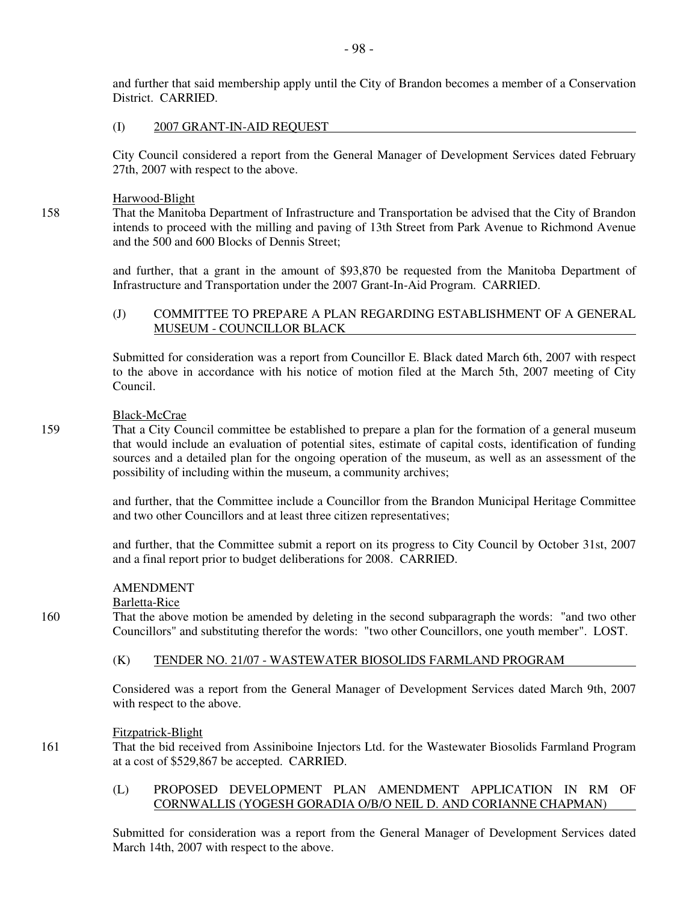and further that said membership apply until the City of Brandon becomes a member of a Conservation District. CARRIED.

(I) 2007 GRANT-IN-AID REQUEST

City Council considered a report from the General Manager of Development Services dated February 27th, 2007 with respect to the above.

Harwood-Blight

158 That the Manitoba Department of Infrastructure and Transportation be advised that the City of Brandon intends to proceed with the milling and paving of 13th Street from Park Avenue to Richmond Avenue and the 500 and 600 Blocks of Dennis Street;

and further, that a grant in the amount of $93,870 be requested from the Manitoba Department of Infrastructure and Transportation under the 2007 Grant-In-Aid Program. CARRIED.

(J) COMMITTEE TO PREPARE A PLAN REGARDING ESTABLISHMENT OF A GENERAL MUSEUM - COUNCILLOR BLACK

Submitted for consideration was a report from Councillor E. Black dated March 6th, 2007 with respect to the above in accordance with his notice of motion filed at the March 5th, 2007 meeting of City Council.

Black-McCrae

159 That a City Council committee be established to prepare a plan for the formation of a general museum that would include an evaluation of potential sites, estimate of capital costs, identification of funding sources and a detailed plan for the ongoing operation of the museum, as well as an assessment of the possibility of including within the museum, a community archives;

and further, that the Committee include a Councillor from the Brandon Municipal Heritage Committee and two other Councillors and at least three citizen representatives;

and further, that the Committee submit a report on its progress to City Council by October 31st, 2007 and a final report prior to budget deliberations for 2008. CARRIED.

AMENDMENT

Barletta-Rice

160 That the above motion be amended by deleting in the second subparagraph the words: "and two other Councillors" and substituting therefor the words: "two other Councillors, one youth member". LOST.

(K) TENDER NO. 21/07 - WASTEWATER BIOSOLIDS FARMLAND PROGRAM

Considered was a report from the General Manager of Development Services dated March 9th, 2007 with respect to the above.

Fitzpatrick-Blight

161 That the bid received from Assiniboine Injectors Ltd. for the Wastewater Biosolids Farmland Program at a cost of $529,867 be accepted. CARRIED.

(L) PROPOSED DEVELOPMENT PLAN AMENDMENT APPLICATION IN RM OF CORNWALLIS (YOGESH GORADIA O/B/O NEIL D. AND CORIANNE CHAPMAN)

Submitted for consideration was a report from the General Manager of Development Services dated March 14th, 2007 with respect to the above.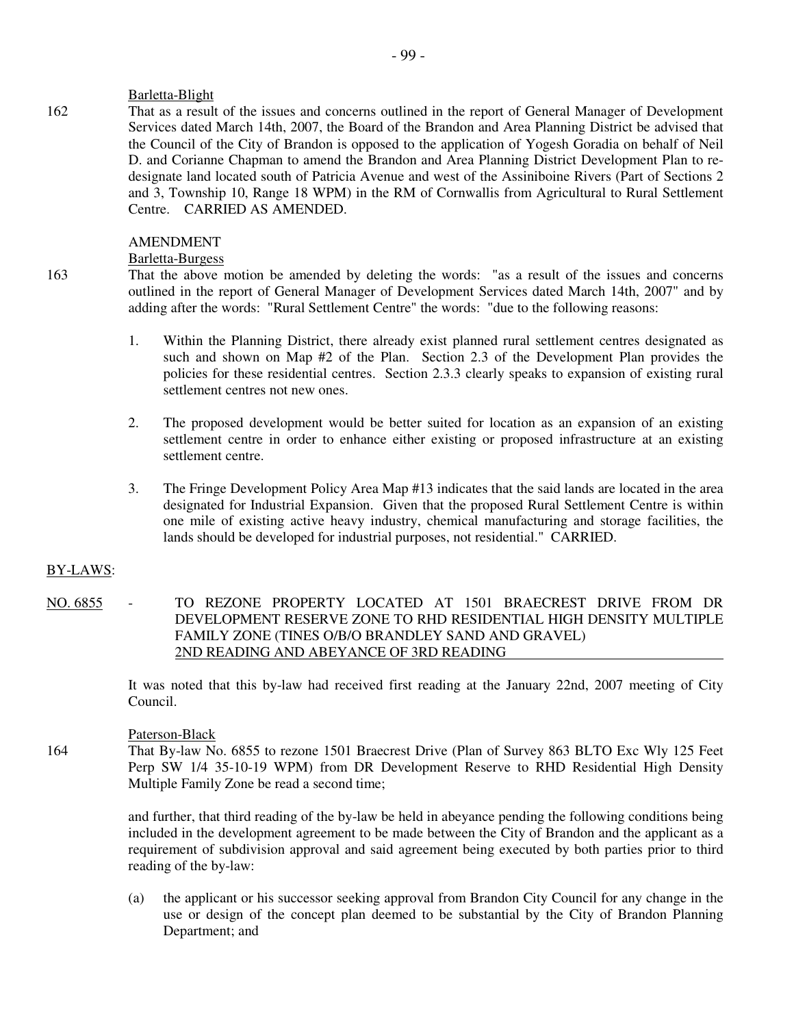Barletta-Blight

162 That as a result of the issues and concerns outlined in the report of General Manager of Development Services dated March 14th, 2007, the Board of the Brandon and Area Planning District be advised that the Council of the City of Brandon is opposed to the application of Yogesh Goradia on behalf of Neil D. and Corianne Chapman to amend the Brandon and Area Planning District Development Plan to re-designate land located south of Patricia Avenue and west of the Assiniboine Rivers (Part of Sections 2 and 3, Township 10, Range 18 WPM) in the RM of Cornwallis from Agricultural to Rural Settlement Centre. CARRIED AS AMENDED.

AMENDMENT

Barletta-Burgess

163 That the above motion be amended by deleting the words: "as a result of the issues and concerns outlined in the report of General Manager of Development Services dated March 14th, 2007" and by adding after the words: "Rural Settlement Centre" the words: "due to the following reasons:

1. Within the Planning District, there already exist planned rural settlement centres designated as such and shown on Map #2 of the Plan. Section 2.3 of the Development Plan provides the policies for these residential centres. Section 2.3.3 clearly speaks to expansion of existing rural settlement centres not new ones.

2. The proposed development would be better suited for location as an expansion of an existing settlement centre in order to enhance either existing or proposed infrastructure at an existing settlement centre.

3. The Fringe Development Policy Area Map #13 indicates that the said lands are located in the area designated for Industrial Expansion. Given that the proposed Rural Settlement Centre is within one mile of existing active heavy industry, chemical manufacturing and storage facilities, the lands should be developed for industrial purposes, not residential." CARRIED.

BY-LAWS:

NO. 6855 - TO REZONE PROPERTY LOCATED AT 1501 BRAECREST DRIVE FROM DR DEVELOPMENT RESERVE ZONE TO RHD RESIDENTIAL HIGH DENSITY MULTIPLE FAMILY ZONE (TINES O/B/O BRANDLEY SAND AND GRAVEL) 2ND READING AND ABEYANCE OF 3RD READING

It was noted that this by-law had received first reading at the January 22nd, 2007 meeting of City Council.

Paterson-Black

164 That By-law No. 6855 to rezone 1501 Braecrest Drive (Plan of Survey 863 BLTO Exc Wly 125 Feet Perp SW 1/4 35-10-19 WPM) from DR Development Reserve to RHD Residential High Density Multiple Family Zone be read a second time;

and further, that third reading of the by-law be held in abeyance pending the following conditions being included in the development agreement to be made between the City of Brandon and the applicant as a requirement of subdivision approval and said agreement being executed by both parties prior to third reading of the by-law:

(a) the applicant or his successor seeking approval from Brandon City Council for any change in the use or design of the concept plan deemed to be substantial by the City of Brandon Planning Department; and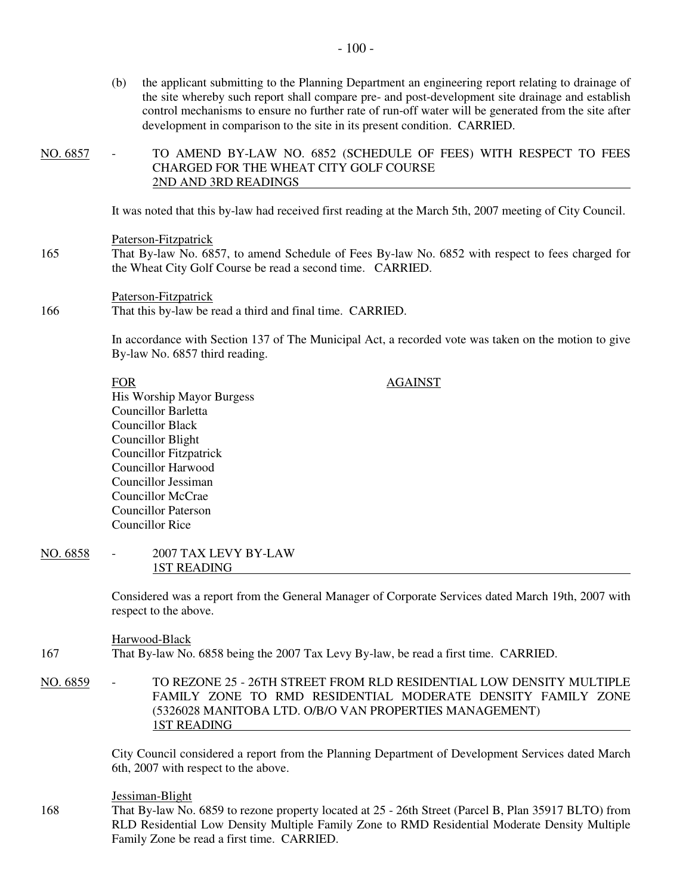(b) the applicant submitting to the Planning Department an engineering report relating to drainage of the site whereby such report shall compare pre- and post-development site drainage and establish control mechanisms to ensure no further rate of run-off water will be generated from the site after development in comparison to the site in its present condition. CARRIED.

NO. 6857 - TO AMEND BY-LAW NO. 6852 (SCHEDULE OF FEES) WITH RESPECT TO FEES CHARGED FOR THE WHEAT CITY GOLF COURSE
2ND AND 3RD READINGS

It was noted that this by-law had received first reading at the March 5th, 2007 meeting of City Council.

Paterson-Fitzpatrick

165 That By-law No. 6857, to amend Schedule of Fees By-law No. 6852 with respect to fees charged for the Wheat City Golf Course be read a second time. CARRIED.

Paterson-Fitzpatrick

166 That this by-law be read a third and final time. CARRIED.

In accordance with Section 137 of The Municipal Act, a recorded vote was taken on the motion to give By-law No. 6857 third reading.

| FOR | AGAINST |
|---|---|
| His Worship Mayor Burgess | |
| Councillor Barletta | |
| Councillor Black | |
| Councillor Blight | |
| Councillor Fitzpatrick | |
| Councillor Harwood | |
| Councillor Jessiman | |
| Councillor McCrae | |
| Councillor Paterson | |
| Councillor Rice | |

NO. 6858 - 2007 TAX LEVY BY-LAW
1ST READING

Considered was a report from the General Manager of Corporate Services dated March 19th, 2007 with respect to the above.

Harwood-Black

167 That By-law No. 6858 being the 2007 Tax Levy By-law, be read a first time. CARRIED.

NO. 6859 - TO REZONE 25 - 26TH STREET FROM RLD RESIDENTIAL LOW DENSITY MULTIPLE FAMILY ZONE TO RMD RESIDENTIAL MODERATE DENSITY FAMILY ZONE (5326028 MANITOBA LTD. O/B/O VAN PROPERTIES MANAGEMENT)
1ST READING

City Council considered a report from the Planning Department of Development Services dated March 6th, 2007 with respect to the above.

Jessiman-Blight

168 That By-law No. 6859 to rezone property located at 25 - 26th Street (Parcel B, Plan 35917 BLTO) from RLD Residential Low Density Multiple Family Zone to RMD Residential Moderate Density Multiple Family Zone be read a first time. CARRIED.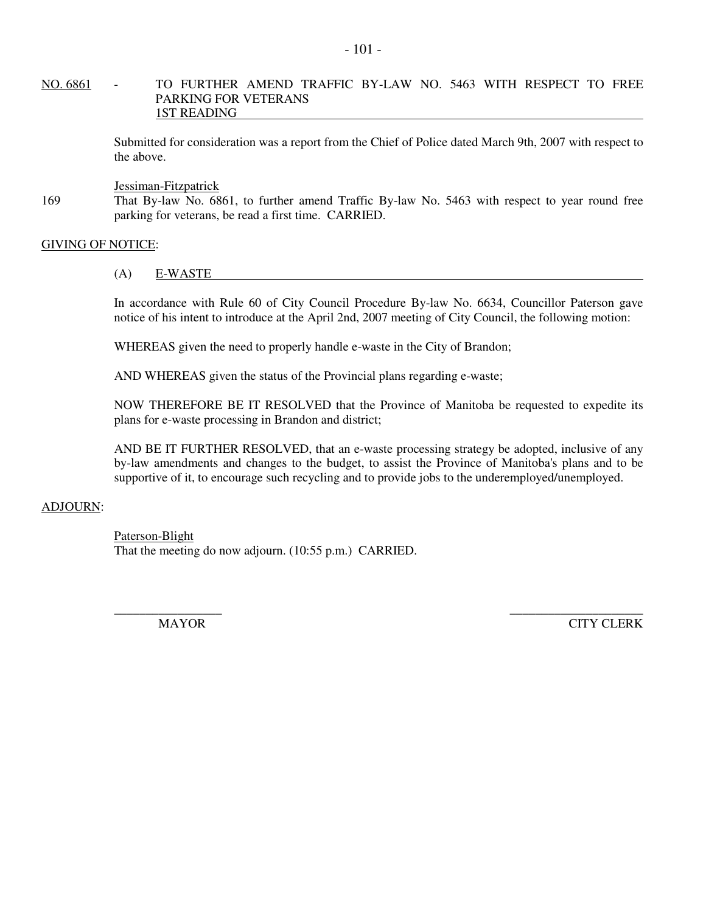NO. 6861 - TO FURTHER AMEND TRAFFIC BY-LAW NO. 5463 WITH RESPECT TO FREE PARKING FOR VETERANS 1ST READING

Submitted for consideration was a report from the Chief of Police dated March 9th, 2007 with respect to the above.

Jessiman-Fitzpatrick

169 That By-law No. 6861, to further amend Traffic By-law No. 5463 with respect to year round free parking for veterans, be read a first time. CARRIED.

GIVING OF NOTICE:

(A) E-WASTE

In accordance with Rule 60 of City Council Procedure By-law No. 6634, Councillor Paterson gave notice of his intent to introduce at the April 2nd, 2007 meeting of City Council, the following motion:

WHEREAS given the need to properly handle e-waste in the City of Brandon;

AND WHEREAS given the status of the Provincial plans regarding e-waste;

NOW THEREFORE BE IT RESOLVED that the Province of Manitoba be requested to expedite its plans for e-waste processing in Brandon and district;

AND BE IT FURTHER RESOLVED, that an e-waste processing strategy be adopted, inclusive of any by-law amendments and changes to the budget, to assist the Province of Manitoba's plans and to be supportive of it, to encourage such recycling and to provide jobs to the underemployed/unemployed.

ADJOURN:

Paterson-Blight

That the meeting do now adjourn. (10:55 p.m.) CARRIED.

_________________ _____________________

MAYOR CITY CLERK